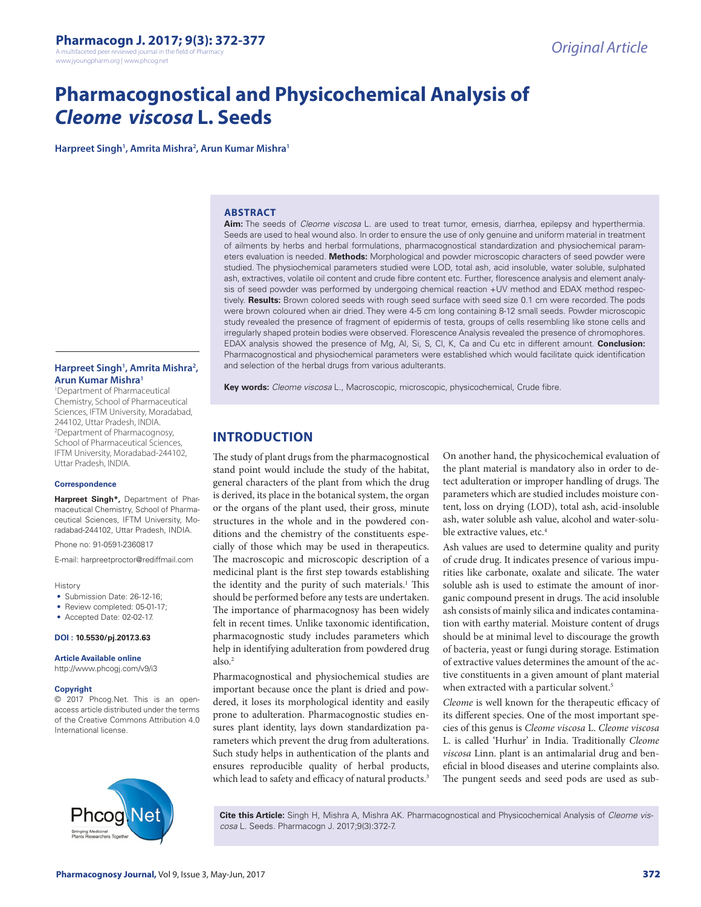# Pharmacognostical and Physicochemical Analysis of *Cleome viscosa* L. Seeds

**Harpreet Singh[1], Amrita Mishra[2], Arun Kumar Mishra[1]**

## ABSTRACT

**Aim:** The seeds of *Cleome viscosa* L. are used to treat tumor, emesis, diarrhea, epilepsy and hyperthermia. Seeds are used to heal wound also. In order to ensure the use of only genuine and uniform material in treatment of ailments by herbs and herbal formulations, pharmacognostical standardization and physiochemical parameters evaluation is needed. **Methods:** Morphological and powder microscopic characters of seed powder were studied. The physiochemical parameters studied were LOD, total ash, acid insoluble, water soluble, sulphated ash, extractives, volatile oil content and crude fibre content etc. Further, florescence analysis and element analysis of seed powder was performed by undergoing chemical reaction +UV method and EDAX method respectively. **Results:** Brown colored seeds with rough seed surface with seed size 0.1 cm were recorded. The pods were brown coloured when air dried. They were 4-5 cm long containing 8-12 small seeds. Powder microscopic study revealed the presence of fragment of epidermis of testa, groups of cells resembling like stone cells and irregularly shaped protein bodies were observed. Florescence Analysis revealed the presence of chromophores. EDAX analysis showed the presence of Mg, Al, Si, S, Cl, K, Ca and Cu etc in different amount. **Conclusion:** Pharmacognostical and physiochemical parameters were established which would facilitate quick identification and selection of the herbal drugs from various adulterants.

**Key words:** *Cleome viscosa* L., Macroscopic, microscopic, physicochemical, Crude fibre.

**Harpreet Singh[1], Amrita Mishra[2], Arun Kumar Mishra[1]**

[1]Department of Pharmaceutical Chemistry, School of Pharmaceutical Sciences, IFTM University, Moradabad, 244102, Uttar Pradesh, INDIA.
[2]Department of Pharmacognosy, School of Pharmaceutical Sciences, IFTM University, Moradabad-244102, Uttar Pradesh, INDIA.

**Correspondence**

**Harpreet Singh*,** Department of Pharmaceutical Chemistry, School of Pharmaceutical Sciences, IFTM University, Moradabad-244102, Uttar Pradesh, INDIA.

Phone no: 91-0591-2360817

E-mail: harpreetproctor@rediffmail.com

History

- Submission Date: 26-12-16;
- Review completed: 05-01-17;
- Accepted Date: 02-02-17.

**DOI : 10.5530/pj.2017.3.63**

**Article Available online**

http://www.phcogj.com/v9/i3

**Copyright**

© 2017 Phcog.Net. This is an open-access article distributed under the terms of the Creative Commons Attribution 4.0 International license.

## INTRODUCTION

The study of plant drugs from the pharmacognostical stand point would include the study of the habitat, general characters of the plant from which the drug is derived, its place in the botanical system, the organ or the organs of the plant used, their gross, minute structures in the whole and in the powdered conditions and the chemistry of the constituents especially of those which may be used in therapeutics. The macroscopic and microscopic description of a medicinal plant is the first step towards establishing the identity and the purity of such materials.[1] This should be performed before any tests are undertaken. The importance of pharmacognosy has been widely felt in recent times. Unlike taxonomic identification, pharmacognostic study includes parameters which help in identifying adulteration from powdered drug also.[2]

Pharmacognostical and physiochemical studies are important because once the plant is dried and powdered, it loses its morphological identity and easily prone to adulteration. Pharmacognostic studies ensures plant identity, lays down standardization parameters which prevent the drug from adulterations. Such study helps in authentication of the plants and ensures reproducible quality of herbal products, which lead to safety and efficacy of natural products.[3]

On another hand, the physicochemical evaluation of the plant material is mandatory also in order to detect adulteration or improper handling of drugs. The parameters which are studied includes moisture content, loss on drying (LOD), total ash, acid-insoluble ash, water soluble ash value, alcohol and water-soluble extractive values, etc.[4]

Ash values are used to determine quality and purity of crude drug. It indicates presence of various impurities like carbonate, oxalate and silicate. The water soluble ash is used to estimate the amount of inorganic compound present in drugs. The acid insoluble ash consists of mainly silica and indicates contamination with earthy material. Moisture content of drugs should be at minimal level to discourage the growth of bacteria, yeast or fungi during storage. Estimation of extractive values determines the amount of the active constituents in a given amount of plant material when extracted with a particular solvent.[5]

*Cleome* is well known for the therapeutic efficacy of its different species. One of the most important species of this genus is *Cleome viscosa* L. *Cleome viscosa* L. is called 'Hurhur' in India. Traditionally *Cleome viscosa* Linn. plant is an antimalarial drug and beneficial in blood diseases and uterine complaints also. The pungent seeds and seed pods are used as sub-

**Cite this Article:** Singh H, Mishra A, Mishra AK. Pharmacognostical and Physicochemical Analysis of *Cleome viscosa* L. Seeds. Pharmacogn J. 2017;9(3):372-7.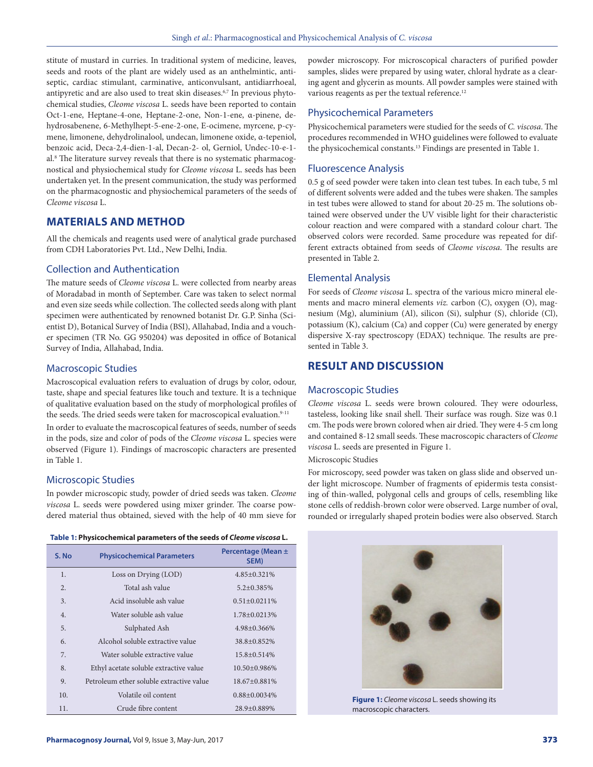stitute of mustard in curries. In traditional system of medicine, leaves, seeds and roots of the plant are widely used as an anthelmintic, antiseptic, cardiac stimulant, carminative, anticonvulsant, antidiarrhoeal, antipyretic and are also used to treat skin diseases.[6,7] In previous phytochemical studies, *Cleome viscosa* L. seeds have been reported to contain Oct-1-ene, Heptane-4-one, Heptane-2-one, Non-1-ene, α-pinene, dehydrosabenene, 6-Methylhept-5-ene-2-one, E-ocimene, myrcene, p-cymene, limonene, dehydrolinalool, undecan, limonene oxide, α-tepeniol, benzoic acid, Deca-2,4-dien-1-al, Decan-2- ol, Gerniol, Undec-10-e-1-al.[8] The literature survey reveals that there is no systematic pharmacognostical and physiochemical study for *Cleome viscosa* L. seeds has been undertaken yet. In the present communication, the study was performed on the pharmacognostic and physiochemical parameters of the seeds of *Cleome viscosa* L.

## MATERIALS AND METHOD

All the chemicals and reagents used were of analytical grade purchased from CDH Laboratories Pvt. Ltd., New Delhi, India.

### Collection and Authentication

The mature seeds of *Cleome viscosa* L. were collected from nearby areas of Moradabad in month of September. Care was taken to select normal and even size seeds while collection. The collected seeds along with plant specimen were authenticated by renowned botanist Dr. G.P. Sinha (Scientist D), Botanical Survey of India (BSI), Allahabad, India and a voucher specimen (TR No. GG 950204) was deposited in office of Botanical Survey of India, Allahabad, India.

### Macroscopic Studies

Macroscopical evaluation refers to evaluation of drugs by color, odour, taste, shape and special features like touch and texture. It is a technique of qualitative evaluation based on the study of morphological profiles of the seeds. The dried seeds were taken for macroscopical evaluation.[9-11]

In order to evaluate the macroscopical features of seeds, number of seeds in the pods, size and color of pods of the *Cleome viscosa* L. species were observed (Figure 1). Findings of macroscopic characters are presented in Table 1.

### Microscopic Studies

In powder microscopic study, powder of dried seeds was taken. *Cleome viscosa* L. seeds were powdered using mixer grinder. The coarse powdered material thus obtained, sieved with the help of 40 mm sieve for powder microscopy. For microscopical characters of purified powder samples, slides were prepared by using water, chloral hydrate as a clearing agent and glycerin as mounts. All powder samples were stained with various reagents as per the textual reference.[12]

### Physicochemical Parameters

Physicochemical parameters were studied for the seeds of *C. viscosa*. The procedures recommended in WHO guidelines were followed to evaluate the physicochemical constants.[13] Findings are presented in Table 1.

### Fluorescence Analysis

0.5 g of seed powder were taken into clean test tubes. In each tube, 5 ml of different solvents were added and the tubes were shaken. The samples in test tubes were allowed to stand for about 20-25 m. The solutions obtained were observed under the UV visible light for their characteristic colour reaction and were compared with a standard colour chart. The observed colors were recorded. Same procedure was repeated for different extracts obtained from seeds of *Cleome viscosa*. The results are presented in Table 2.

### Elemental Analysis

For seeds of *Cleome viscosa* L. spectra of the various micro mineral elements and macro mineral elements *viz.* carbon (C), oxygen (O), magnesium (Mg), aluminium (Al), silicon (Si), sulphur (S), chloride (Cl), potassium (K), calcium (Ca) and copper (Cu) were generated by energy dispersive X-ray spectroscopy (EDAX) technique. The results are presented in Table 3.

## RESULT AND DISCUSSION

### Macroscopic Studies

*Cleome viscosa* L. seeds were brown coloured. They were odourless, tasteless, looking like snail shell. Their surface was rough. Size was 0.1 cm. The pods were brown colored when air dried. They were 4-5 cm long and contained 8-12 small seeds. These macroscopic characters of *Cleome viscosa* L. seeds are presented in Figure 1.

Microscopic Studies

For microscopy, seed powder was taken on glass slide and observed under light microscope. Number of fragments of epidermis testa consisting of thin-walled, polygonal cells and groups of cells, resembling like stone cells of reddish-brown color were observed. Large number of oval, rounded or irregularly shaped protein bodies were also observed. Starch

**Table 1: Physicochemical parameters of the seeds of *Cleome viscosa* L.**

| S. No | Physicochemical Parameters | Percentage (Mean ± SEM) |
|---|---|---|
| 1. | Loss on Drying (LOD) | 4.85±0.321% |
| 2. | Total ash value | 5.2±0.385% |
| 3. | Acid insoluble ash value | 0.51±0.0211% |
| 4. | Water soluble ash value | 1.78±0.0213% |
| 5. | Sulphated Ash | 4.98±0.366% |
| 6. | Alcohol soluble extractive value | 38.8±0.852% |
| 7. | Water soluble extractive value | 15.8±0.514% |
| 8. | Ethyl acetate soluble extractive value | 10.50±0.986% |
| 9. | Petroleum ether soluble extractive value | 18.67±0.881% |
| 10. | Volatile oil content | 0.88±0.0034% |
| 11. | Crude fibre content | 28.9±0.889% |

**Figure 1:** *Cleome viscosa* L. seeds showing its macroscopic characters.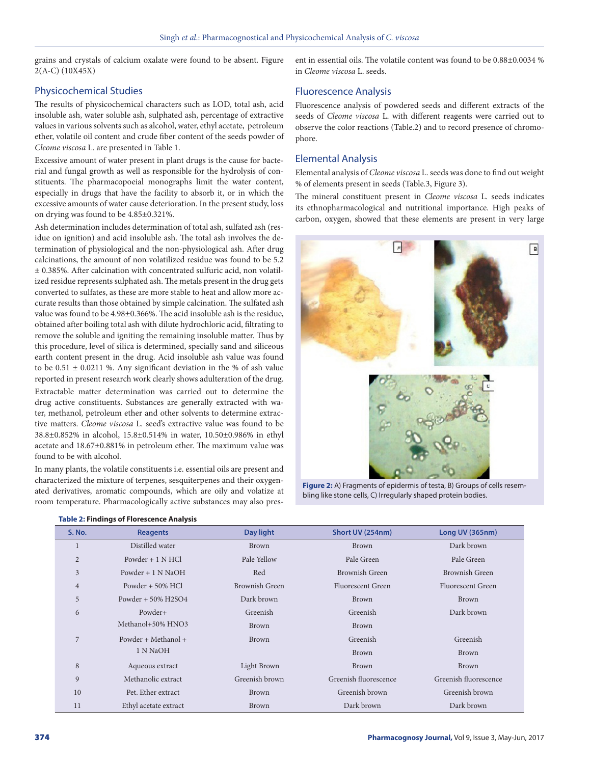grains and crystals of calcium oxalate were found to be absent. Figure 2(A-C) (10X45X)

## Physicochemical Studies

The results of physicochemical characters such as LOD, total ash, acid insoluble ash, water soluble ash, sulphated ash, percentage of extractive values in various solvents such as alcohol, water, ethyl acetate, petroleum ether, volatile oil content and crude fiber content of the seeds powder of *Cleome viscosa* L. are presented in Table 1.

Excessive amount of water present in plant drugs is the cause for bacterial and fungal growth as well as responsible for the hydrolysis of constituents. The pharmacopoeial monographs limit the water content, especially in drugs that have the facility to absorb it, or in which the excessive amounts of water cause deterioration. In the present study, loss on drying was found to be 4.85±0.321%.

Ash determination includes determination of total ash, sulfated ash (residue on ignition) and acid insoluble ash. The total ash involves the determination of physiological and the non-physiological ash. After drug calcinations, the amount of non volatilized residue was found to be 5.2 ± 0.385%. After calcination with concentrated sulfuric acid, non volatilized residue represents sulphated ash. The metals present in the drug gets converted to sulfates, as these are more stable to heat and allow more accurate results than those obtained by simple calcination. The sulfated ash value was found to be 4.98±0.366%. The acid insoluble ash is the residue, obtained after boiling total ash with dilute hydrochloric acid, filtrating to remove the soluble and igniting the remaining insoluble matter. Thus by this procedure, level of silica is determined, specially sand and siliceous earth content present in the drug. Acid insoluble ash value was found to be 0.51 ± 0.0211 %. Any significant deviation in the % of ash value reported in present research work clearly shows adulteration of the drug.

Extractable matter determination was carried out to determine the drug active constituents. Substances are generally extracted with water, methanol, petroleum ether and other solvents to determine extractive matters. *Cleome viscosa* L. seed's extractive value was found to be 38.8±0.852% in alcohol, 15.8±0.514% in water, 10.50±0.986% in ethyl acetate and 18.67±0.881% in petroleum ether. The maximum value was found to be with alcohol.

In many plants, the volatile constituents i.e. essential oils are present and characterized the mixture of terpenes, sesquiterpenes and their oxygenated derivatives, aromatic compounds, which are oily and volatize at room temperature. Pharmacologically active substances may also present in essential oils. The volatile content was found to be 0.88±0.0034 % in *Cleome viscosa* L. seeds.

## Fluorescence Analysis

Fluorescence analysis of powdered seeds and different extracts of the seeds of *Cleome viscosa* L. with different reagents were carried out to observe the color reactions (Table.2) and to record presence of chromophore.

## Elemental Analysis

Elemental analysis of *Cleome viscosa* L. seeds was done to find out weight % of elements present in seeds (Table.3, Figure 3).

The mineral constituent present in *Cleome viscosa* L. seeds indicates its ethnopharmacological and nutritional importance. High peaks of carbon, oxygen, showed that these elements are present in very large

**Figure 2:** A) Fragments of epidermis of testa, B) Groups of cells resembling like stone cells, C) Irregularly shaped protein bodies.

**Table 2: Findings of Florescence Analysis**

| S. No. | Reagents | Day light | Short UV (254nm) | Long UV (365nm) |
|---|---|---|---|---|
| 1 | Distilled water | Brown | Brown | Dark brown |
| 2 | Powder + 1 N HCl | Pale Yellow | Pale Green | Pale Green |
| 3 | Powder + 1 N NaOH | Red | Brownish Green | Brownish Green |
| 4 | Powder + 50% HCl | Brownish Green | Fluorescent Green | Fluorescent Green |
| 5 | Powder + 50% $H_2SO_4$ | Dark brown | Brown | Brown |
| 6 | Powder+ Methanol+50% $HNO_3$ | Greenish Brown | Greenish Brown | Dark brown |
| 7 | Powder + Methanol + 1 N NaOH | Brown | Greenish Brown | Greenish Brown |
| 8 | Aqueous extract | Light Brown | Brown | Brown |
| 9 | Methanolic extract | Greenish brown | Greenish fluorescence | Greenish fluorescence |
| 10 | Pet. Ether extract | Brown | Greenish brown | Greenish brown |
| 11 | Ethyl acetate extract | Brown | Dark brown | Dark brown |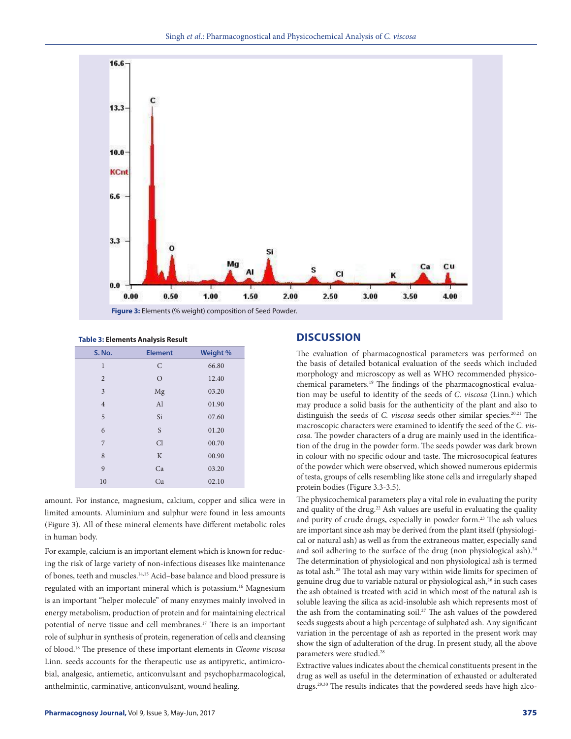Figure 3: Elements (% weight) composition of Seed Powder.

**Table 3: Elements Analysis Result**

| S. No. | Element | Weight % |
|---|---|---|
| 1 | C | 66.80 |
| 2 | O | 12.40 |
| 3 | Mg | 03.20 |
| 4 | Al | 01.90 |
| 5 | Si | 07.60 |
| 6 | S | 01.20 |
| 7 | Cl | 00.70 |
| 8 | K | 00.90 |
| 9 | Ca | 03.20 |
| 10 | Cu | 02.10 |

amount. For instance, magnesium, calcium, copper and silica were in limited amounts. Aluminium and sulphur were found in less amounts (Figure 3). All of these mineral elements have different metabolic roles in human body.

For example, calcium is an important element which is known for reducing the risk of large variety of non-infectious diseases like maintenance of bones, teeth and muscles.[14,15] Acid–base balance and blood pressure is regulated with an important mineral which is potassium.[16] Magnesium is an important "helper molecule" of many enzymes mainly involved in energy metabolism, production of protein and for maintaining electrical potential of nerve tissue and cell membranes.[17] There is an important role of sulphur in synthesis of protein, regeneration of cells and cleansing of blood.[18] The presence of these important elements in *Cleome viscosa* Linn. seeds accounts for the therapeutic use as antipyretic, antimicrobial, analgesic, antiemetic, anticonvulsant and psychopharmacological, anthelmintic, carminative, anticonvulsant, wound healing.

## DISCUSSION

The evaluation of pharmacognostical parameters was performed on the basis of detailed botanical evaluation of the seeds which included morphology and microscopy as well as WHO recommended physicochemical parameters.[19] The findings of the pharmacognostical evaluation may be useful to identity of the seeds of *C. viscosa* (Linn.) which may produce a solid basis for the authenticity of the plant and also to distinguish the seeds of *C. viscosa* seeds other similar species.[20,21] The macroscopic characters were examined to identify the seed of the *C. viscosa.* The powder characters of a drug are mainly used in the identification of the drug in the powder form. The seeds powder was dark brown in colour with no specific odour and taste. The microsocopical features of the powder which were observed, which showed numerous epidermis of testa, groups of cells resembling like stone cells and irregularly shaped protein bodies (Figure 3.3-3.5).

The physicochemical parameters play a vital role in evaluating the purity and quality of the drug.[22] Ash values are useful in evaluating the quality and purity of crude drugs, especially in powder form.[23] The ash values are important since ash may be derived from the plant itself (physiological or natural ash) as well as from the extraneous matter, especially sand and soil adhering to the surface of the drug (non physiological ash).[24] The determination of physiological and non physiological ash is termed as total ash.[25] The total ash may vary within wide limits for specimen of genuine drug due to variable natural or physiological ash,[26] in such cases the ash obtained is treated with acid in which most of the natural ash is soluble leaving the silica as acid-insoluble ash which represents most of the ash from the contaminating soil.[27] The ash values of the powdered seeds suggests about a high percentage of sulphated ash. Any significant variation in the percentage of ash as reported in the present work may show the sign of adulteration of the drug. In present study, all the above parameters were studied.[28]

Extractive values indicates about the chemical constituents present in the drug as well as useful in the determination of exhausted or adulterated drugs.[29,30] The results indicates that the powdered seeds have high alco-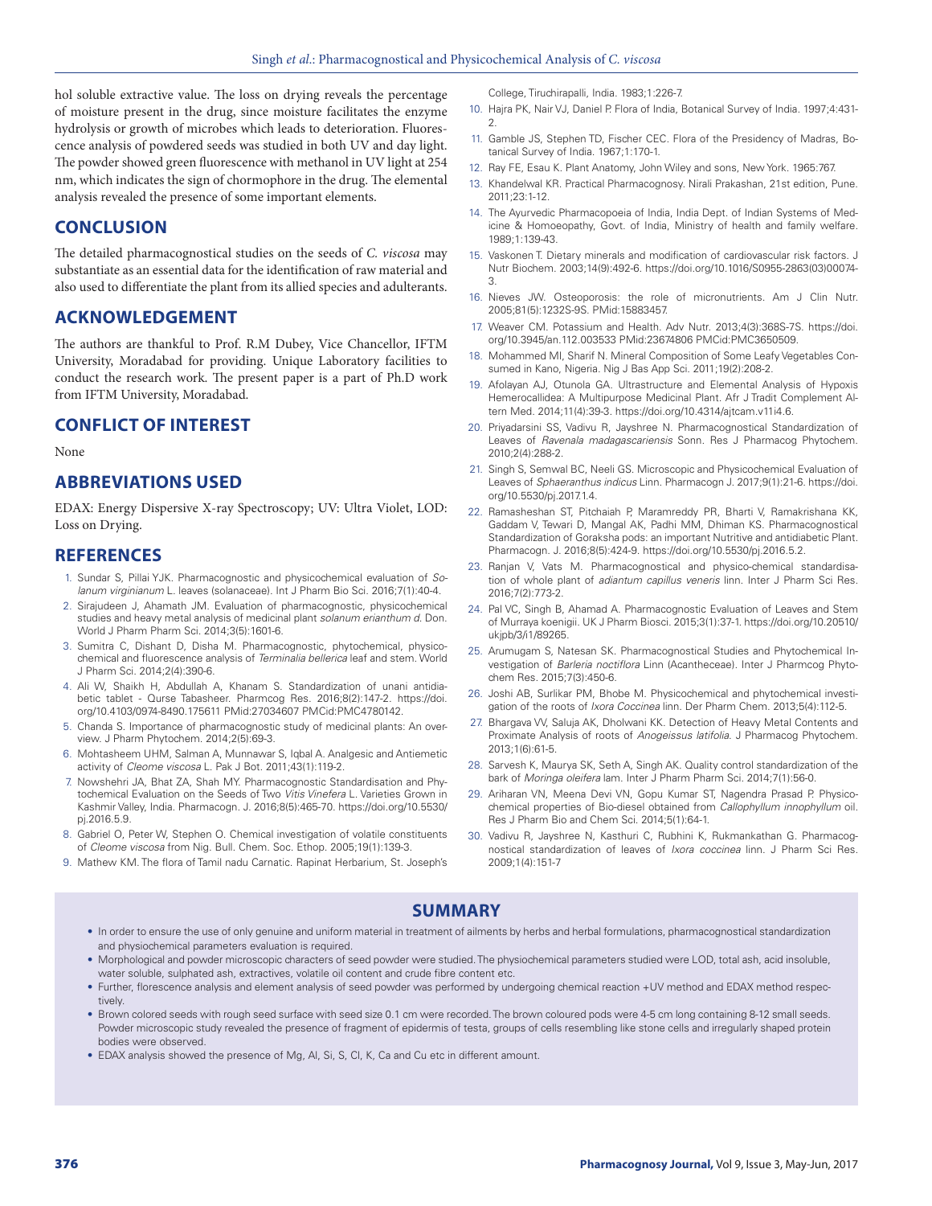hol soluble extractive value. The loss on drying reveals the percentage of moisture present in the drug, since moisture facilitates the enzyme hydrolysis or growth of microbes which leads to deterioration. Fluorescence analysis of powdered seeds was studied in both UV and day light. The powder showed green fluorescence with methanol in UV light at 254 nm, which indicates the sign of chormophore in the drug. The elemental analysis revealed the presence of some important elements.

## CONCLUSION

The detailed pharmacognostical studies on the seeds of *C. viscosa* may substantiate as an essential data for the identification of raw material and also used to differentiate the plant from its allied species and adulterants.

## ACKNOWLEDGEMENT

The authors are thankful to Prof. R.M Dubey, Vice Chancellor, IFTM University, Moradabad for providing. Unique Laboratory facilities to conduct the research work. The present paper is a part of Ph.D work from IFTM University, Moradabad.

## CONFLICT OF INTEREST

None

## ABBREVIATIONS USED

EDAX: Energy Dispersive X-ray Spectroscopy; UV: Ultra Violet, LOD: Loss on Drying.

## REFERENCES

1. Sundar S, Pillai YJK. Pharmacognostic and physicochemical evaluation of *Solanum virginianum* L. leaves (solanaceae). Int J Pharm Bio Sci. 2016;7(1):40-4.
2. Sirajudeen J, Ahamath JM. Evaluation of pharmacognostic, physicochemical studies and heavy metal analysis of medicinal plant *solanum erianthum d*. Don. World J Pharm Pharm Sci. 2014;3(5):1601-6.
3. Sumitra C, Dishant D, Disha M. Pharmacognostic, phytochemical, physicochemical and fluorescence analysis of *Terminalia bellerica* leaf and stem. World J Pharm Sci. 2014;2(4):390-6.
4. Ali W, Shaikh H, Abdullah A, Khanam S. Standardization of unani antidiabetic tablet - Qurse Tabasheer. Pharmcog Res. 2016;8(2):147-2. https://doi.org/10.4103/0974-8490.175611 PMid:27034607 PMCid:PMC4780142.
5. Chanda S. Importance of pharmacognostic study of medicinal plants: An overview. J Pharm Phytochem. 2014;2(5):69-3.
6. Mohtasheem UHM, Salman A, Munnawar S, Iqbal A. Analgesic and Antiemetic activity of *Cleome viscosa* L. Pak J Bot. 2011;43(1):119-2.
7. Nowshehri JA, Bhat ZA, Shah MY. Pharmacognostic Standardisation and Phytochemical Evaluation on the Seeds of Two *Vitis Vinefera* L. Varieties Grown in Kashmir Valley, India. Pharmacogn. J. 2016;8(5):465-70. https://doi.org/10.5530/pj.2016.5.9.
8. Gabriel O, Peter W, Stephen O. Chemical investigation of volatile constituents of *Cleome viscosa* from Nig. Bull. Chem. Soc. Ethop. 2005;19(1):139-3.
9. Mathew KM. The flora of Tamil nadu Carnatic. Rapinat Herbarium, St. Joseph's College, Tiruchirapalli, India. 1983;1:226-7.
10. Hajra PK, Nair VJ, Daniel P. Flora of India, Botanical Survey of India. 1997;4:431-2.
11. Gamble JS, Stephen TD, Fischer CEC. Flora of the Presidency of Madras, Botanical Survey of India. 1967;1:170-1.
12. Ray FE, Esau K. Plant Anatomy, John Wiley and sons, New York. 1965:767.
13. Khandelwal KR. Practical Pharmacognosy. Nirali Prakashan, 21st edition, Pune. 2011;23:1-12.
14. The Ayurvedic Pharmacopoeia of India, India Dept. of Indian Systems of Medicine & Homoeopathy, Govt. of India, Ministry of health and family welfare. 1989;1:139-43.
15. Vaskonen T. Dietary minerals and modification of cardiovascular risk factors. J Nutr Biochem. 2003;14(9):492-6. https://doi.org/10.1016/S0955-2863(03)00074-3.
16. Nieves JW. Osteoporosis: the role of micronutrients. Am J Clin Nutr. 2005;81(5):1232S-9S. PMid:15883457.
17. Weaver CM. Potassium and Health. Adv Nutr. 2013;4(3):368S-7S. https://doi.org/10.3945/an.112.003533 PMid:23674806 PMCid:PMC3650509.
18. Mohammed MI, Sharif N. Mineral Composition of Some Leafy Vegetables Consumed in Kano, Nigeria. Nig J Bas App Sci. 2011;19(2):208-2.
19. Afolayan AJ, Otunola GA. Ultrastructure and Elemental Analysis of Hypoxis Hemerocallidea: A Multipurpose Medicinal Plant. Afr J Tradit Complement Altern Med. 2014;11(4):39-3. https://doi.org/10.4314/ajtcam.v11i4.6.
20. Priyadarsini SS, Vadivu R, Jayshree N. Pharmacognostical Standardization of Leaves of *Ravenala madagascariensis* Sonn. Res J Pharmacog Phytochem. 2010;2(4):288-2.
21. Singh S, Semwal BC, Neeli GS. Microscopic and Physicochemical Evaluation of Leaves of *Sphaeranthus indicus* Linn. Pharmacogn J. 2017;9(1):21-6. https://doi.org/10.5530/pj.2017.1.4.
22. Ramasheshan ST, Pitchaiah P, Maramreddy PR, Bharti V, Ramakrishana KK, Gaddam V, Tewari D, Mangal AK, Padhi MM, Dhiman KS. Pharmacognostical Standardization of Goraksha pods: an important Nutritive and antidiabetic Plant. Pharmacogn. J. 2016;8(5):424-9. https://doi.org/10.5530/pj.2016.5.2.
23. Ranjan V, Vats M. Pharmacognostical and physico-chemical standardisation of whole plant of *adiantum capillus veneris* linn. Inter J Pharm Sci Res. 2016;7(2):773-2.
24. Pal VC, Singh B, Ahamad A. Pharmacognostic Evaluation of Leaves and Stem of Murraya koenigii. UK J Pharm Biosci. 2015;3(1):37-1. https://doi.org/10.20510/ukjpb/3/i1/89265.
25. Arumugam S, Natesan SK. Pharmacognostical Studies and Phytochemical Investigation of *Barleria noctiflora* Linn (Acantheceae). Inter J Pharmcog Phytochem Res. 2015;7(3):450-6.
26. Joshi AB, Surlikar PM, Bhobe M. Physicochemical and phytochemical investigation of the roots of *Ixora Coccinea* linn. Der Pharm Chem. 2013;5(4):112-5.
27. Bhargava VV, Saluja AK, Dholwani KK. Detection of Heavy Metal Contents and Proximate Analysis of roots of *Anogeissus latifolia*. J Pharmacog Phytochem. 2013;1(6):61-5.
28. Sarvesh K, Maurya SK, Seth A, Singh AK. Quality control standardization of the bark of *Moringa oleifera* lam. Inter J Pharm Pharm Sci. 2014;7(1):56-0.
29. Ariharan VN, Meena Devi VN, Gopu Kumar ST, Nagendra Prasad P. Physicochemical properties of Bio-diesel obtained from *Callophyllum innophyllum* oil. Res J Pharm Bio and Chem Sci. 2014;5(1):64-1.
30. Vadivu R, Jayshree N, Kasthuri C, Rubhini K, Rukmankathan G. Pharmacognostical standardization of leaves of *Ixora coccinea* linn. J Pharm Sci Res. 2009;1(4):151-7

## SUMMARY

- In order to ensure the use of only genuine and uniform material in treatment of ailments by herbs and herbal formulations, pharmacognostical standardization and physiochemical parameters evaluation is required.
- Morphological and powder microscopic characters of seed powder were studied. The physiochemical parameters studied were LOD, total ash, acid insoluble, water soluble, sulphated ash, extractives, volatile oil content and crude fibre content etc.
- Further, florescence analysis and element analysis of seed powder was performed by undergoing chemical reaction +UV method and EDAX method respectively.
- Brown colored seeds with rough seed surface with seed size 0.1 cm were recorded. The brown coloured pods were 4-5 cm long containing 8-12 small seeds. Powder microscopic study revealed the presence of fragment of epidermis of testa, groups of cells resembling like stone cells and irregularly shaped protein bodies were observed.
- EDAX analysis showed the presence of Mg, Al, Si, S, Cl, K, Ca and Cu etc in different amount.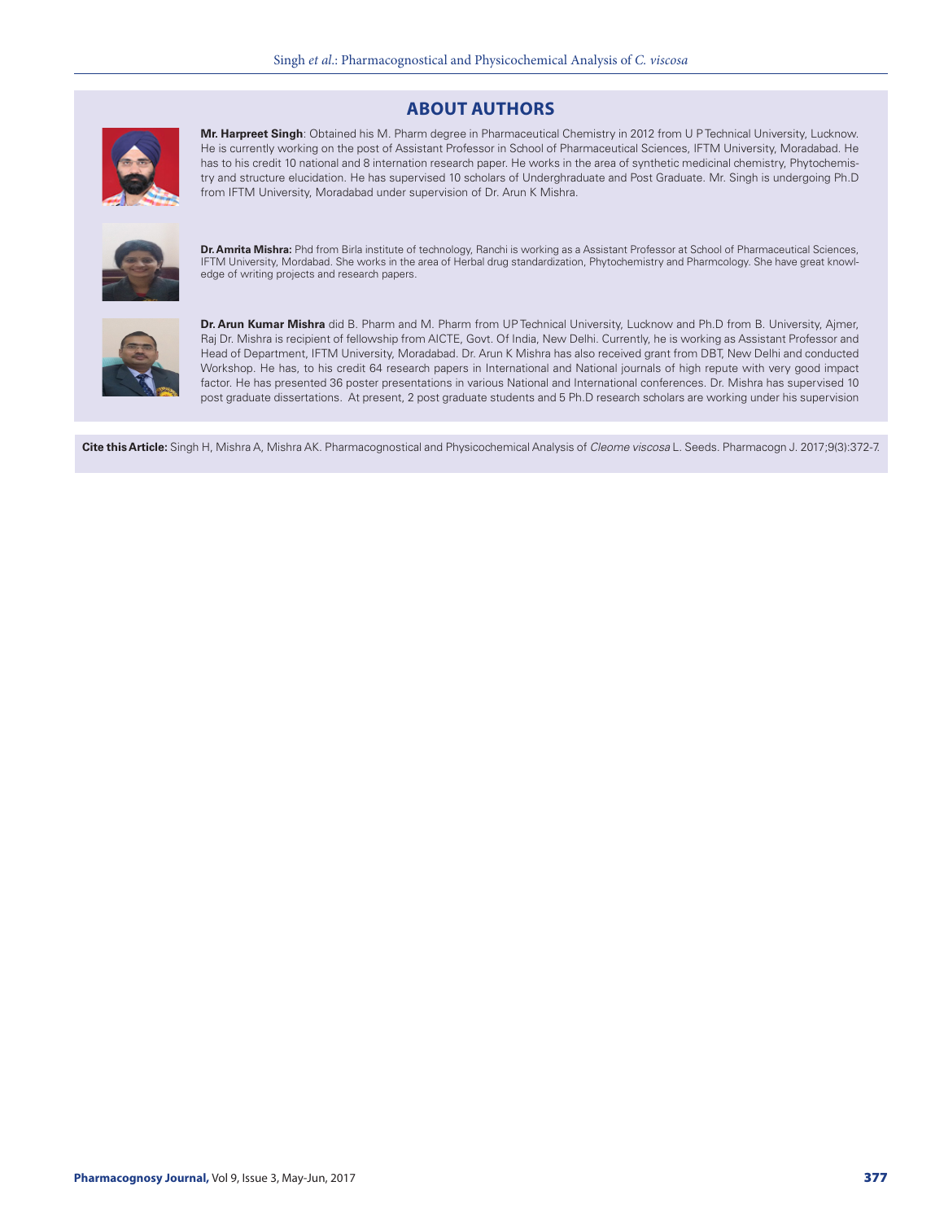## ABOUT AUTHORS

**Mr. Harpreet Singh**: Obtained his M. Pharm degree in Pharmaceutical Chemistry in 2012 from U P Technical University, Lucknow. He is currently working on the post of Assistant Professor in School of Pharmaceutical Sciences, IFTM University, Moradabad. He has to his credit 10 national and 8 internation research paper. He works in the area of synthetic medicinal chemistry, Phytochemistry and structure elucidation. He has supervised 10 scholars of Underghraduate and Post Graduate. Mr. Singh is undergoing Ph.D from IFTM University, Moradabad under supervision of Dr. Arun K Mishra.

**Dr. Amrita Mishra:** Phd from Birla institute of technology, Ranchi is working as a Assistant Professor at School of Pharmaceutical Sciences, IFTM University, Mordabad. She works in the area of Herbal drug standardization, Phytochemistry and Pharmcology. She have great knowledge of writing projects and research papers.

**Dr. Arun Kumar Mishra** did B. Pharm and M. Pharm from UP Technical University, Lucknow and Ph.D from B. University, Ajmer, Raj Dr. Mishra is recipient of fellowship from AICTE, Govt. Of India, New Delhi. Currently, he is working as Assistant Professor and Head of Department, IFTM University, Moradabad. Dr. Arun K Mishra has also received grant from DBT, New Delhi and conducted Workshop. He has, to his credit 64 research papers in International and National journals of high repute with very good impact factor. He has presented 36 poster presentations in various National and International conferences. Dr. Mishra has supervised 10 post graduate dissertations. At present, 2 post graduate students and 5 Ph.D research scholars are working under his supervision

**Cite this Article:** Singh H, Mishra A, Mishra AK. Pharmacognostical and Physicochemical Analysis of *Cleome viscosa* L. Seeds. Pharmacogn J. 2017;9(3):372-7.